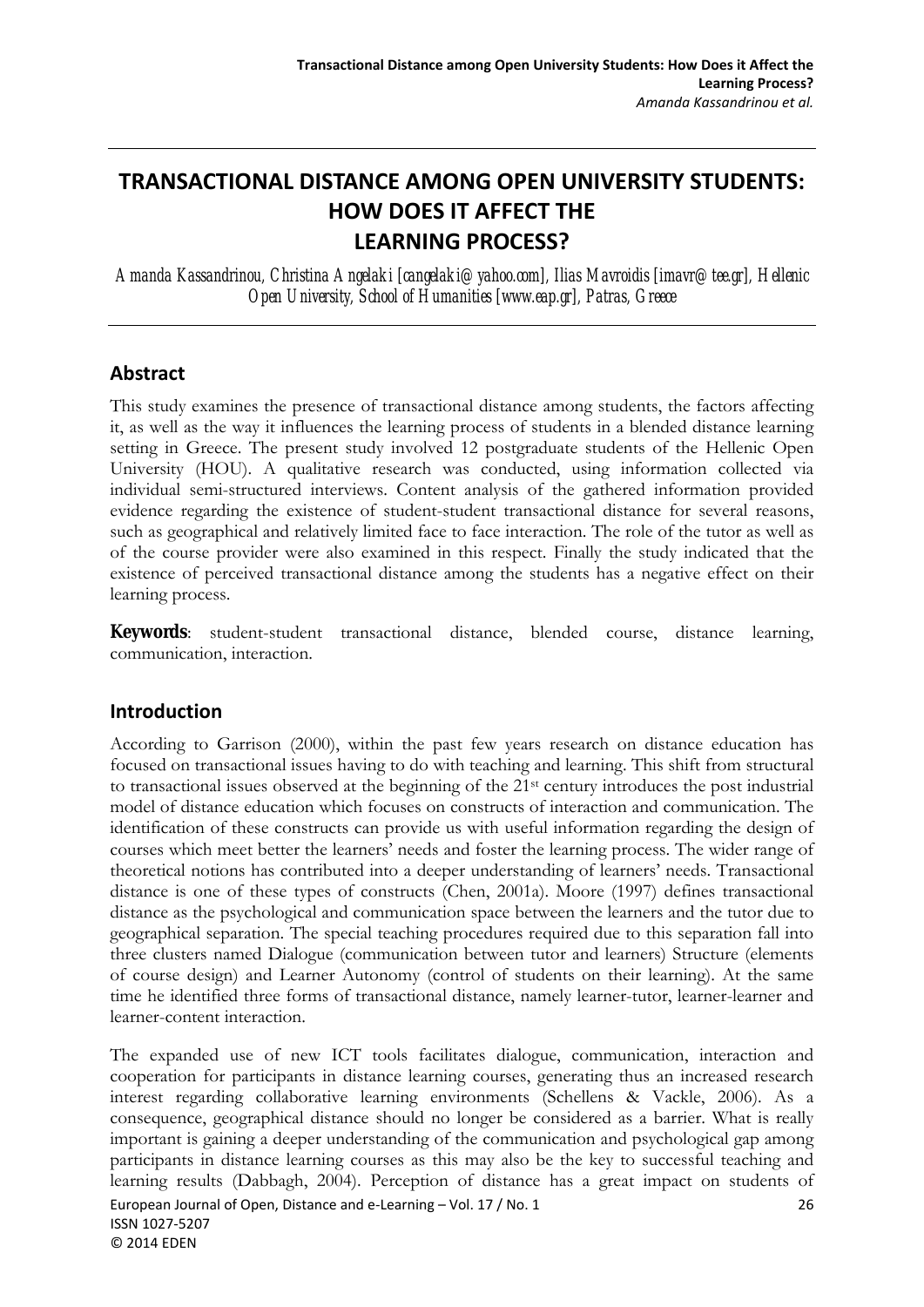# TRANSACTIONAL DISTANCE AMONG OPEN UNIVERSITY STUDENTS: HOW DOES IT AFFECT THE LEARNING PROCESS?

*Amanda Kassandrinou, Christina Angelaki [cangelaki@yahoo.com], Ilias Mavroidis [imavr@tee.gr], Hellenic Open University, School of Humanities [www.eap.gr], Patras, Greece*

## Abstract

This study examines the presence of transactional distance among students, the factors affecting it, as well as the way it influences the learning process of students in a blended distance learning setting in Greece. The present study involved 12 postgraduate students of the Hellenic Open University (HOU). A qualitative research was conducted, using information collected via individual semi-structured interviews. Content analysis of the gathered information provided evidence regarding the existence of student-student transactional distance for several reasons, such as geographical and relatively limited face to face interaction. The role of the tutor as well as of the course provider were also examined in this respect. Finally the study indicated that the existence of perceived transactional distance among the students has a negative effect on their learning process.

**Keywords**: student-student transactional distance, blended course, distance learning, communication, interaction.

## Introduction

According to Garrison (2000), within the past few years research on distance education has focused on transactional issues having to do with teaching and learning. This shift from structural to transactional issues observed at the beginning of the 21st century introduces the post industrial model of distance education which focuses on constructs of interaction and communication. The identification of these constructs can provide us with useful information regarding the design of courses which meet better the learners' needs and foster the learning process. The wider range of theoretical notions has contributed into a deeper understanding of learners' needs. Transactional distance is one of these types of constructs (Chen, 2001a). Moore (1997) defines transactional distance as the psychological and communication space between the learners and the tutor due to geographical separation. The special teaching procedures required due to this separation fall into three clusters named Dialogue (communication between tutor and learners) Structure (elements of course design) and Learner Autonomy (control of students on their learning). At the same time he identified three forms of transactional distance, namely learner-tutor, learner-learner and learner-content interaction.

The expanded use of new ICT tools facilitates dialogue, communication, interaction and cooperation for participants in distance learning courses, generating thus an increased research interest regarding collaborative learning environments (Schellens & Vackle, 2006). As a consequence, geographical distance should no longer be considered as a barrier. What is really important is gaining a deeper understanding of the communication and psychological gap among participants in distance learning courses as this may also be the key to successful teaching and learning results (Dabbagh, 2004). Perception of distance has a great impact on students of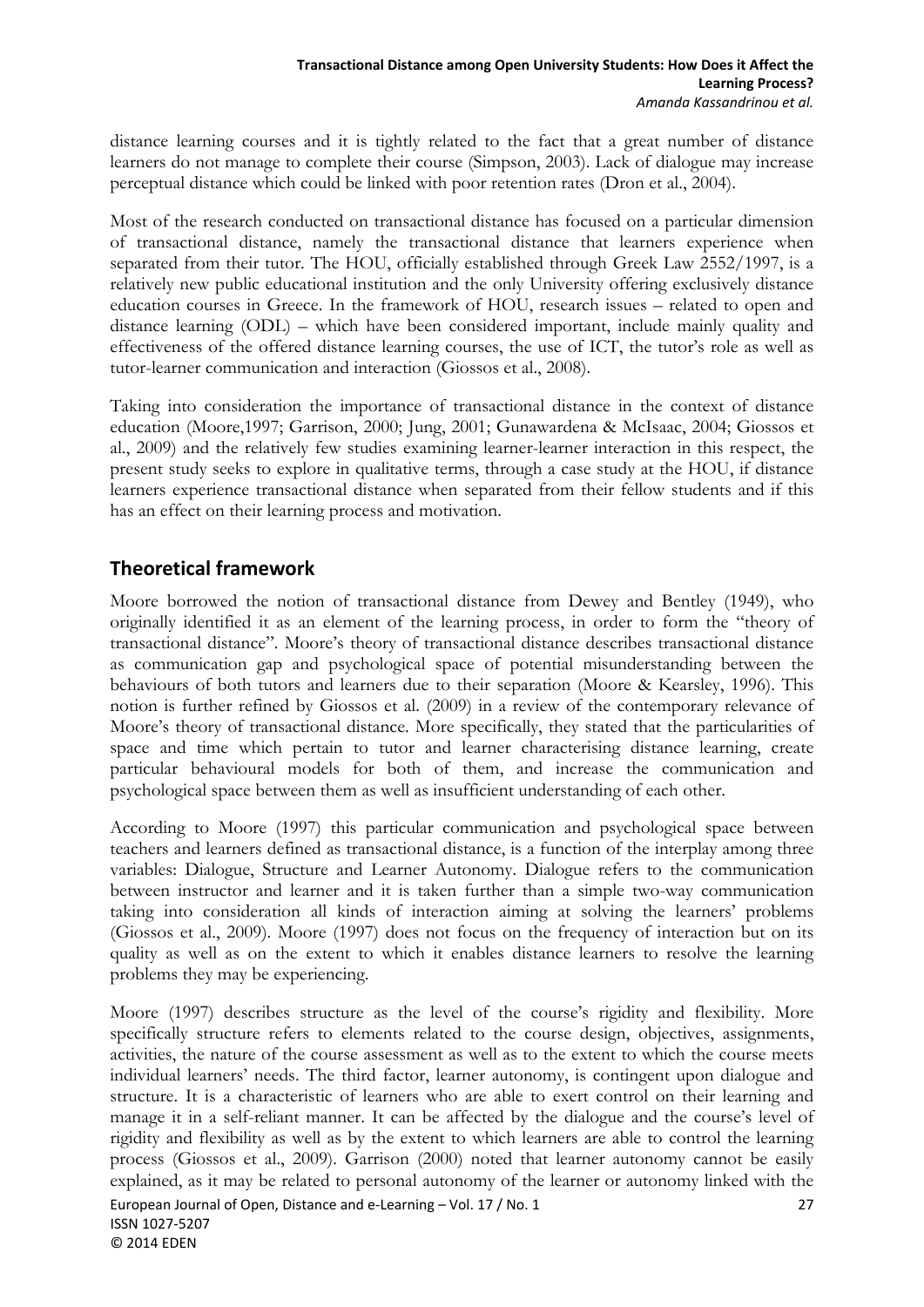distance learning courses and it is tightly related to the fact that a great number of distance learners do not manage to complete their course (Simpson, 2003). Lack of dialogue may increase perceptual distance which could be linked with poor retention rates (Dron et al., 2004).

Most of the research conducted on transactional distance has focused on a particular dimension of transactional distance, namely the transactional distance that learners experience when separated from their tutor. The HOU, officially established through Greek Law 2552/1997, is a relatively new public educational institution and the only University offering exclusively distance education courses in Greece. In the framework of HOU, research issues – related to open and distance learning (ODL) – which have been considered important, include mainly quality and effectiveness of the offered distance learning courses, the use of ICT, the tutor's role as well as tutor-learner communication and interaction (Giossos et al., 2008).

Taking into consideration the importance of transactional distance in the context of distance education (Moore,1997; Garrison, 2000; Jung, 2001; Gunawardena & McIsaac, 2004; Giossos et al., 2009) and the relatively few studies examining learner-learner interaction in this respect, the present study seeks to explore in qualitative terms, through a case study at the HOU, if distance learners experience transactional distance when separated from their fellow students and if this has an effect on their learning process and motivation.

## Theoretical framework

Moore borrowed the notion of transactional distance from Dewey and Bentley (1949), who originally identified it as an element of the learning process, in order to form the "theory of transactional distance". Moore's theory of transactional distance describes transactional distance as communication gap and psychological space of potential misunderstanding between the behaviours of both tutors and learners due to their separation (Moore & Kearsley, 1996). This notion is further refined by Giossos et al. (2009) in a review of the contemporary relevance of Moore's theory of transactional distance. More specifically, they stated that the particularities of space and time which pertain to tutor and learner characterising distance learning, create particular behavioural models for both of them, and increase the communication and psychological space between them as well as insufficient understanding of each other.

According to Moore (1997) this particular communication and psychological space between teachers and learners defined as transactional distance, is a function of the interplay among three variables: Dialogue, Structure and Learner Autonomy. Dialogue refers to the communication between instructor and learner and it is taken further than a simple two-way communication taking into consideration all kinds of interaction aiming at solving the learners' problems (Giossos et al., 2009). Moore (1997) does not focus on the frequency of interaction but on its quality as well as on the extent to which it enables distance learners to resolve the learning problems they may be experiencing.

Moore (1997) describes structure as the level of the course's rigidity and flexibility. More specifically structure refers to elements related to the course design, objectives, assignments, activities, the nature of the course assessment as well as to the extent to which the course meets individual learners' needs. The third factor, learner autonomy, is contingent upon dialogue and structure. It is a characteristic of learners who are able to exert control on their learning and manage it in a self-reliant manner. It can be affected by the dialogue and the course's level of rigidity and flexibility as well as by the extent to which learners are able to control the learning process (Giossos et al., 2009). Garrison (2000) noted that learner autonomy cannot be easily explained, as it may be related to personal autonomy of the learner or autonomy linked with the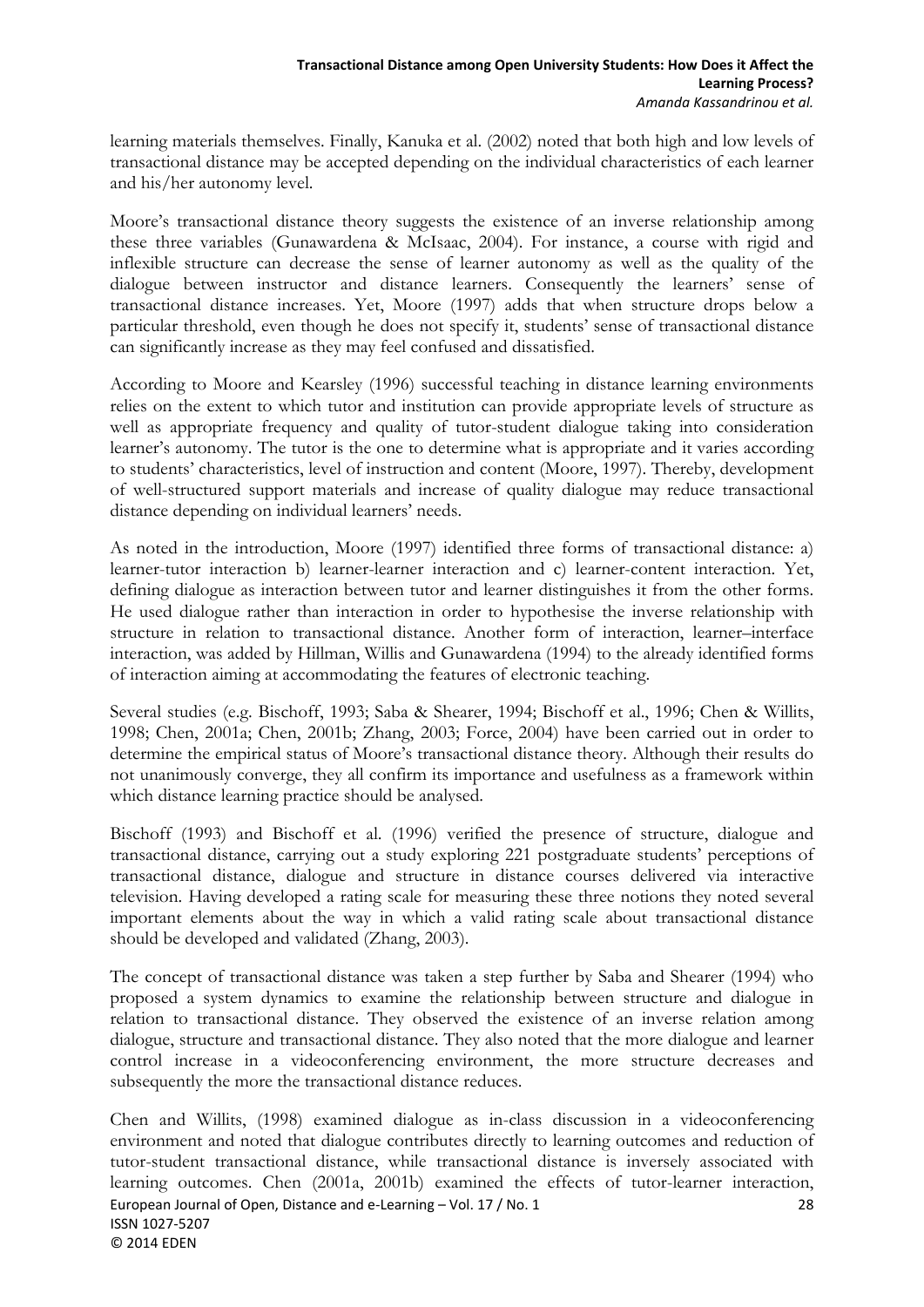learning materials themselves. Finally, Kanuka et al. (2002) noted that both high and low levels of transactional distance may be accepted depending on the individual characteristics of each learner and his/her autonomy level.

Moore's transactional distance theory suggests the existence of an inverse relationship among these three variables (Gunawardena & McIsaac, 2004). For instance, a course with rigid and inflexible structure can decrease the sense of learner autonomy as well as the quality of the dialogue between instructor and distance learners. Consequently the learners' sense of transactional distance increases. Yet, Moore (1997) adds that when structure drops below a particular threshold, even though he does not specify it, students' sense of transactional distance can significantly increase as they may feel confused and dissatisfied.

According to Moore and Kearsley (1996) successful teaching in distance learning environments relies on the extent to which tutor and institution can provide appropriate levels of structure as well as appropriate frequency and quality of tutor-student dialogue taking into consideration learner's autonomy. The tutor is the one to determine what is appropriate and it varies according to students' characteristics, level of instruction and content (Moore, 1997). Thereby, development of well-structured support materials and increase of quality dialogue may reduce transactional distance depending on individual learners' needs.

As noted in the introduction, Moore (1997) identified three forms of transactional distance: a) learner-tutor interaction b) learner-learner interaction and c) learner-content interaction. Yet, defining dialogue as interaction between tutor and learner distinguishes it from the other forms. He used dialogue rather than interaction in order to hypothesise the inverse relationship with structure in relation to transactional distance. Another form of interaction, learner–interface interaction, was added by Hillman, Willis and Gunawardena (1994) to the already identified forms of interaction aiming at accommodating the features of electronic teaching.

Several studies (e.g. Bischoff, 1993; Saba & Shearer, 1994; Bischoff et al., 1996; Chen & Willits, 1998; Chen, 2001a; Chen, 2001b; Zhang, 2003; Force, 2004) have been carried out in order to determine the empirical status of Moore's transactional distance theory. Although their results do not unanimously converge, they all confirm its importance and usefulness as a framework within which distance learning practice should be analysed.

Bischoff (1993) and Bischoff et al. (1996) verified the presence of structure, dialogue and transactional distance, carrying out a study exploring 221 postgraduate students' perceptions of transactional distance, dialogue and structure in distance courses delivered via interactive television. Having developed a rating scale for measuring these three notions they noted several important elements about the way in which a valid rating scale about transactional distance should be developed and validated (Zhang, 2003).

The concept of transactional distance was taken a step further by Saba and Shearer (1994) who proposed a system dynamics to examine the relationship between structure and dialogue in relation to transactional distance. They observed the existence of an inverse relation among dialogue, structure and transactional distance. They also noted that the more dialogue and learner control increase in a videoconferencing environment, the more structure decreases and subsequently the more the transactional distance reduces.

Chen and Willits, (1998) examined dialogue as in-class discussion in a videoconferencing environment and noted that dialogue contributes directly to learning outcomes and reduction of tutor-student transactional distance, while transactional distance is inversely associated with learning outcomes. Chen (2001a, 2001b) examined the effects of tutor-learner interaction,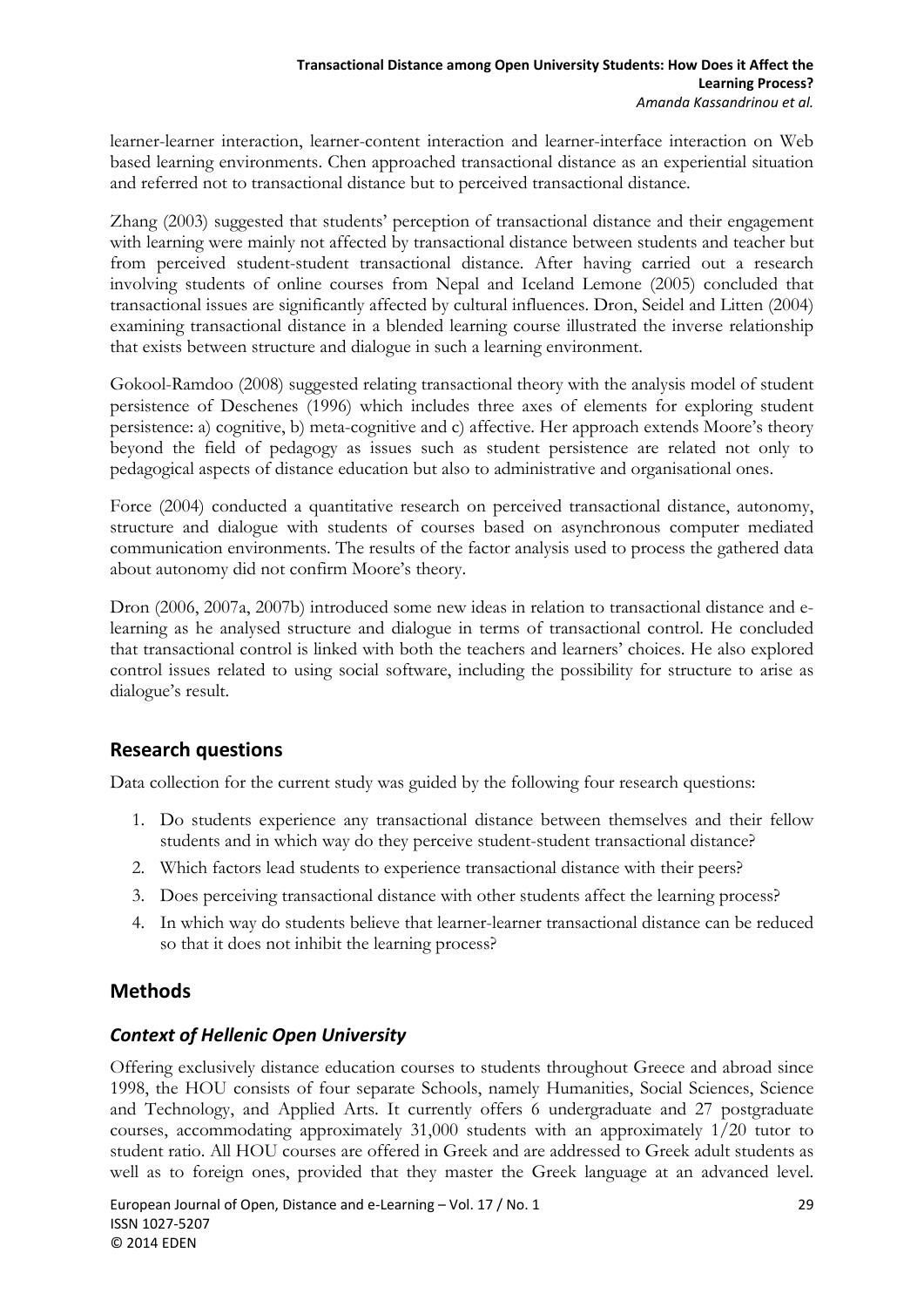learner-learner interaction, learner-content interaction and learner-interface interaction on Web based learning environments. Chen approached transactional distance as an experiential situation and referred not to transactional distance but to perceived transactional distance.

Zhang (2003) suggested that students' perception of transactional distance and their engagement with learning were mainly not affected by transactional distance between students and teacher but from perceived student-student transactional distance. After having carried out a research involving students of online courses from Nepal and Iceland Lemone (2005) concluded that transactional issues are significantly affected by cultural influences. Dron, Seidel and Litten (2004) examining transactional distance in a blended learning course illustrated the inverse relationship that exists between structure and dialogue in such a learning environment.

Gokool-Ramdoo (2008) suggested relating transactional theory with the analysis model of student persistence of Deschenes (1996) which includes three axes of elements for exploring student persistence: a) cognitive, b) meta-cognitive and c) affective. Her approach extends Moore's theory beyond the field of pedagogy as issues such as student persistence are related not only to pedagogical aspects of distance education but also to administrative and organisational ones.

Force (2004) conducted a quantitative research on perceived transactional distance, autonomy, structure and dialogue with students of courses based on asynchronous computer mediated communication environments. The results of the factor analysis used to process the gathered data about autonomy did not confirm Moore's theory.

Dron (2006, 2007a, 2007b) introduced some new ideas in relation to transactional distance and e-learning as he analysed structure and dialogue in terms of transactional control. He concluded that transactional control is linked with both the teachers and learners' choices. He also explored control issues related to using social software, including the possibility for structure to arise as dialogue's result.

## Research questions

Data collection for the current study was guided by the following four research questions:

1. Do students experience any transactional distance between themselves and their fellow students and in which way do they perceive student-student transactional distance?
2. Which factors lead students to experience transactional distance with their peers?
3. Does perceiving transactional distance with other students affect the learning process?
4. In which way do students believe that learner-learner transactional distance can be reduced so that it does not inhibit the learning process?

## Methods

### *Context of Hellenic Open University*

Offering exclusively distance education courses to students throughout Greece and abroad since 1998, the HOU consists of four separate Schools, namely Humanities, Social Sciences, Science and Technology, and Applied Arts. It currently offers 6 undergraduate and 27 postgraduate courses, accommodating approximately 31,000 students with an approximately 1/20 tutor to student ratio. All HOU courses are offered in Greek and are addressed to Greek adult students as well as to foreign ones, provided that they master the Greek language at an advanced level.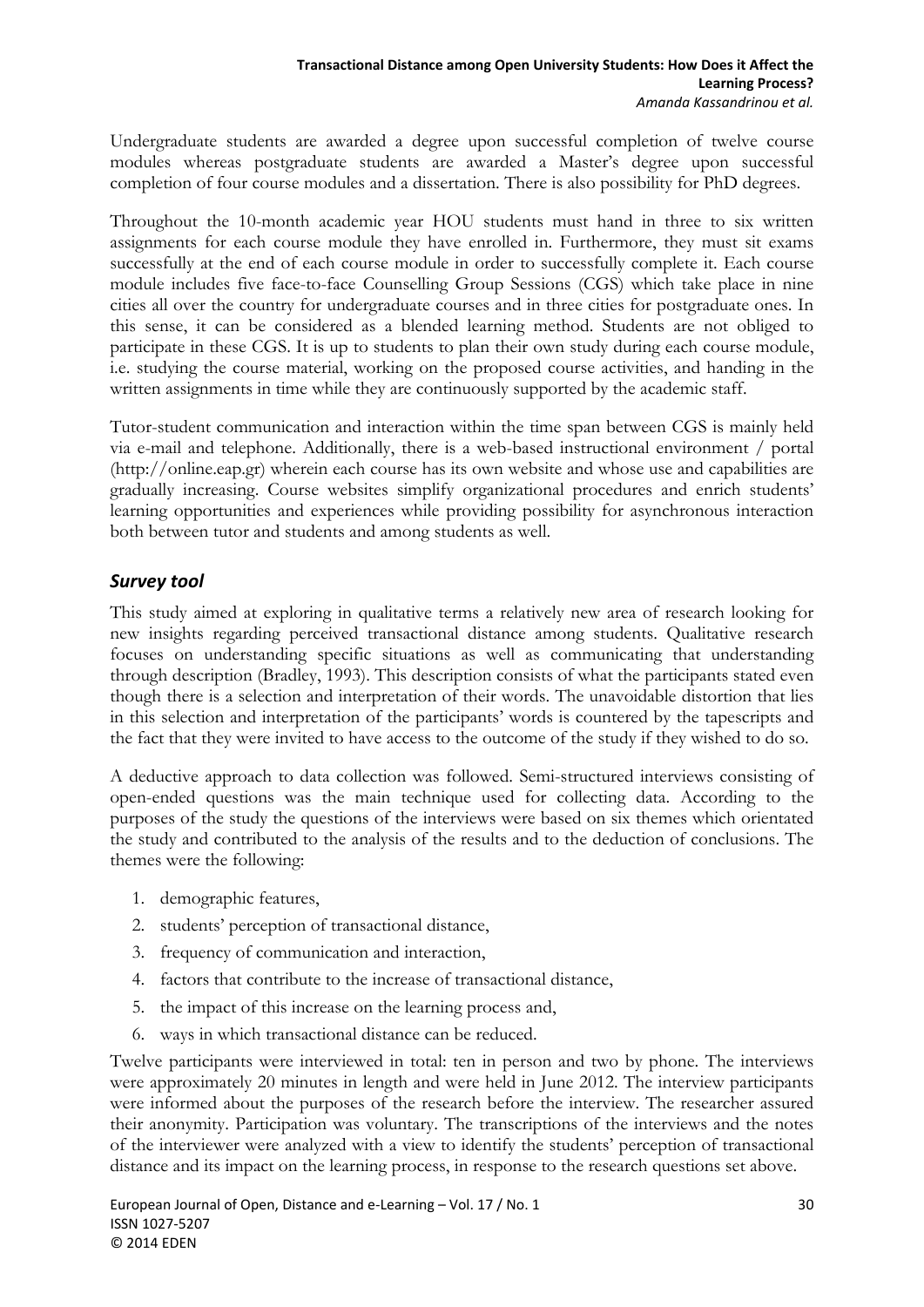Undergraduate students are awarded a degree upon successful completion of twelve course modules whereas postgraduate students are awarded a Master's degree upon successful completion of four course modules and a dissertation. There is also possibility for PhD degrees.

Throughout the 10-month academic year HOU students must hand in three to six written assignments for each course module they have enrolled in. Furthermore, they must sit exams successfully at the end of each course module in order to successfully complete it. Each course module includes five face-to-face Counselling Group Sessions (CGS) which take place in nine cities all over the country for undergraduate courses and in three cities for postgraduate ones. In this sense, it can be considered as a blended learning method. Students are not obliged to participate in these CGS. It is up to students to plan their own study during each course module, i.e. studying the course material, working on the proposed course activities, and handing in the written assignments in time while they are continuously supported by the academic staff.

Tutor-student communication and interaction within the time span between CGS is mainly held via e-mail and telephone. Additionally, there is a web-based instructional environment / portal (http://online.eap.gr) wherein each course has its own website and whose use and capabilities are gradually increasing. Course websites simplify organizational procedures and enrich students' learning opportunities and experiences while providing possibility for asynchronous interaction both between tutor and students and among students as well.

## *Survey tool*

This study aimed at exploring in qualitative terms a relatively new area of research looking for new insights regarding perceived transactional distance among students. Qualitative research focuses on understanding specific situations as well as communicating that understanding through description (Bradley, 1993). This description consists of what the participants stated even though there is a selection and interpretation of their words. The unavoidable distortion that lies in this selection and interpretation of the participants' words is countered by the tapescripts and the fact that they were invited to have access to the outcome of the study if they wished to do so.

A deductive approach to data collection was followed. Semi-structured interviews consisting of open-ended questions was the main technique used for collecting data. According to the purposes of the study the questions of the interviews were based on six themes which orientated the study and contributed to the analysis of the results and to the deduction of conclusions. The themes were the following:

1. demographic features,
2. students' perception of transactional distance,
3. frequency of communication and interaction,
4. factors that contribute to the increase of transactional distance,
5. the impact of this increase on the learning process and,
6. ways in which transactional distance can be reduced.

Twelve participants were interviewed in total: ten in person and two by phone. The interviews were approximately 20 minutes in length and were held in June 2012. The interview participants were informed about the purposes of the research before the interview. The researcher assured their anonymity. Participation was voluntary. The transcriptions of the interviews and the notes of the interviewer were analyzed with a view to identify the students' perception of transactional distance and its impact on the learning process, in response to the research questions set above.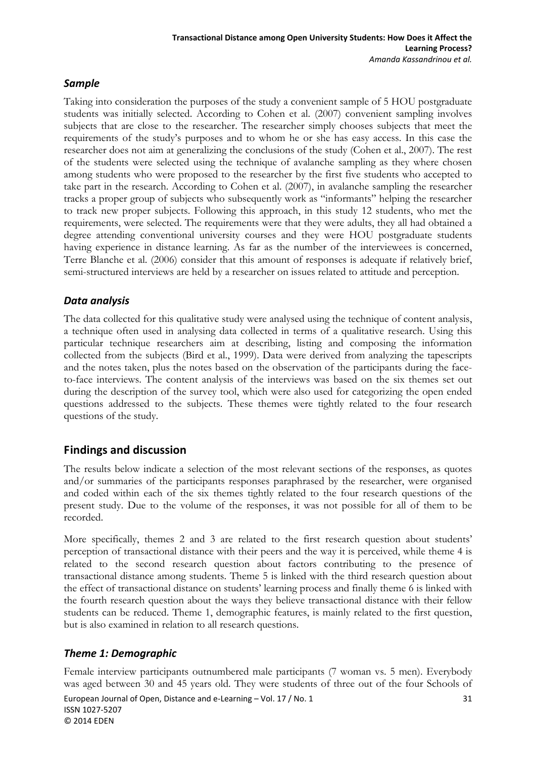### *Sample*

Taking into consideration the purposes of the study a convenient sample of 5 HOU postgraduate students was initially selected. According to Cohen et al. (2007) convenient sampling involves subjects that are close to the researcher. The researcher simply chooses subjects that meet the requirements of the study's purposes and to whom he or she has easy access. In this case the researcher does not aim at generalizing the conclusions of the study (Cohen et al., 2007). The rest of the students were selected using the technique of avalanche sampling as they where chosen among students who were proposed to the researcher by the first five students who accepted to take part in the research. According to Cohen et al. (2007), in avalanche sampling the researcher tracks a proper group of subjects who subsequently work as "informants" helping the researcher to track new proper subjects. Following this approach, in this study 12 students, who met the requirements, were selected. The requirements were that they were adults, they all had obtained a degree attending conventional university courses and they were HOU postgraduate students having experience in distance learning. As far as the number of the interviewees is concerned, Terre Blanche et al. (2006) consider that this amount of responses is adequate if relatively brief, semi-structured interviews are held by a researcher on issues related to attitude and perception.

### *Data analysis*

The data collected for this qualitative study were analysed using the technique of content analysis, a technique often used in analysing data collected in terms of a qualitative research. Using this particular technique researchers aim at describing, listing and composing the information collected from the subjects (Bird et al., 1999). Data were derived from analyzing the tapescripts and the notes taken, plus the notes based on the observation of the participants during the face-to-face interviews. The content analysis of the interviews was based on the six themes set out during the description of the survey tool, which were also used for categorizing the open ended questions addressed to the subjects. These themes were tightly related to the four research questions of the study.

## Findings and discussion

The results below indicate a selection of the most relevant sections of the responses, as quotes and/or summaries of the participants responses paraphrased by the researcher, were organised and coded within each of the six themes tightly related to the four research questions of the present study. Due to the volume of the responses, it was not possible for all of them to be recorded.

More specifically, themes 2 and 3 are related to the first research question about students' perception of transactional distance with their peers and the way it is perceived, while theme 4 is related to the second research question about factors contributing to the presence of transactional distance among students. Theme 5 is linked with the third research question about the effect of transactional distance on students' learning process and finally theme 6 is linked with the fourth research question about the ways they believe transactional distance with their fellow students can be reduced. Theme 1, demographic features, is mainly related to the first question, but is also examined in relation to all research questions.

### *Theme 1: Demographic*

Female interview participants outnumbered male participants (7 woman vs. 5 men). Everybody was aged between 30 and 45 years old. They were students of three out of the four Schools of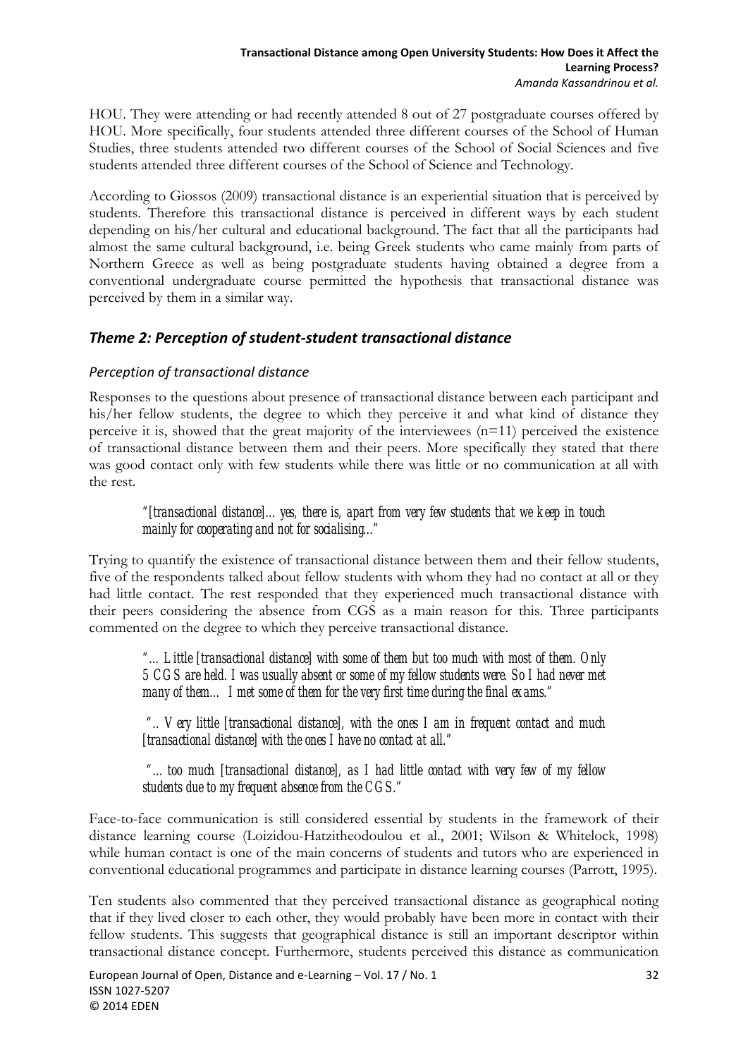HOU. They were attending or had recently attended 8 out of 27 postgraduate courses offered by HOU. More specifically, four students attended three different courses of the School of Human Studies, three students attended two different courses of the School of Social Sciences and five students attended three different courses of the School of Science and Technology.

According to Giossos (2009) transactional distance is an experiential situation that is perceived by students. Therefore this transactional distance is perceived in different ways by each student depending on his/her cultural and educational background. The fact that all the participants had almost the same cultural background, i.e. being Greek students who came mainly from parts of Northern Greece as well as being postgraduate students having obtained a degree from a conventional undergraduate course permitted the hypothesis that transactional distance was perceived by them in a similar way.

## *Theme 2: Perception of student-student transactional distance*

### *Perception of transactional distance*

Responses to the questions about presence of transactional distance between each participant and his/her fellow students, the degree to which they perceive it and what kind of distance they perceive it is, showed that the great majority of the interviewees (n=11) perceived the existence of transactional distance between them and their peers. More specifically they stated that there was good contact only with few students while there was little or no communication at all with the rest.

> *"[transactional distance]... yes, there is, apart from very few students that we keep in touch mainly for cooperating and not for socialising..."*

Trying to quantify the existence of transactional distance between them and their fellow students, five of the respondents talked about fellow students with whom they had no contact at all or they had little contact. The rest responded that they experienced much transactional distance with their peers considering the absence from CGS as a main reason for this. Three participants commented on the degree to which they perceive transactional distance.

> *"... Little [transactional distance] with some of them but too much with most of them. Only 5 CGS are held. I was usually absent or some of my fellow students were. So I had never met many of them... I met some of them for the very first time during the final exams."*

> *".. Very little [transactional distance], with the ones I am in frequent contact and much [transactional distance] with the ones I have no contact at all."*

> *"... too much [transactional distance], as I had little contact with very few of my fellow students due to my frequent absence from the CGS."*

Face-to-face communication is still considered essential by students in the framework of their distance learning course (Loizidou-Hatzitheodoulou et al., 2001; Wilson & Whitelock, 1998) while human contact is one of the main concerns of students and tutors who are experienced in conventional educational programmes and participate in distance learning courses (Parrott, 1995).

Ten students also commented that they perceived transactional distance as geographical noting that if they lived closer to each other, they would probably have been more in contact with their fellow students. This suggests that geographical distance is still an important descriptor within transactional distance concept. Furthermore, students perceived this distance as communication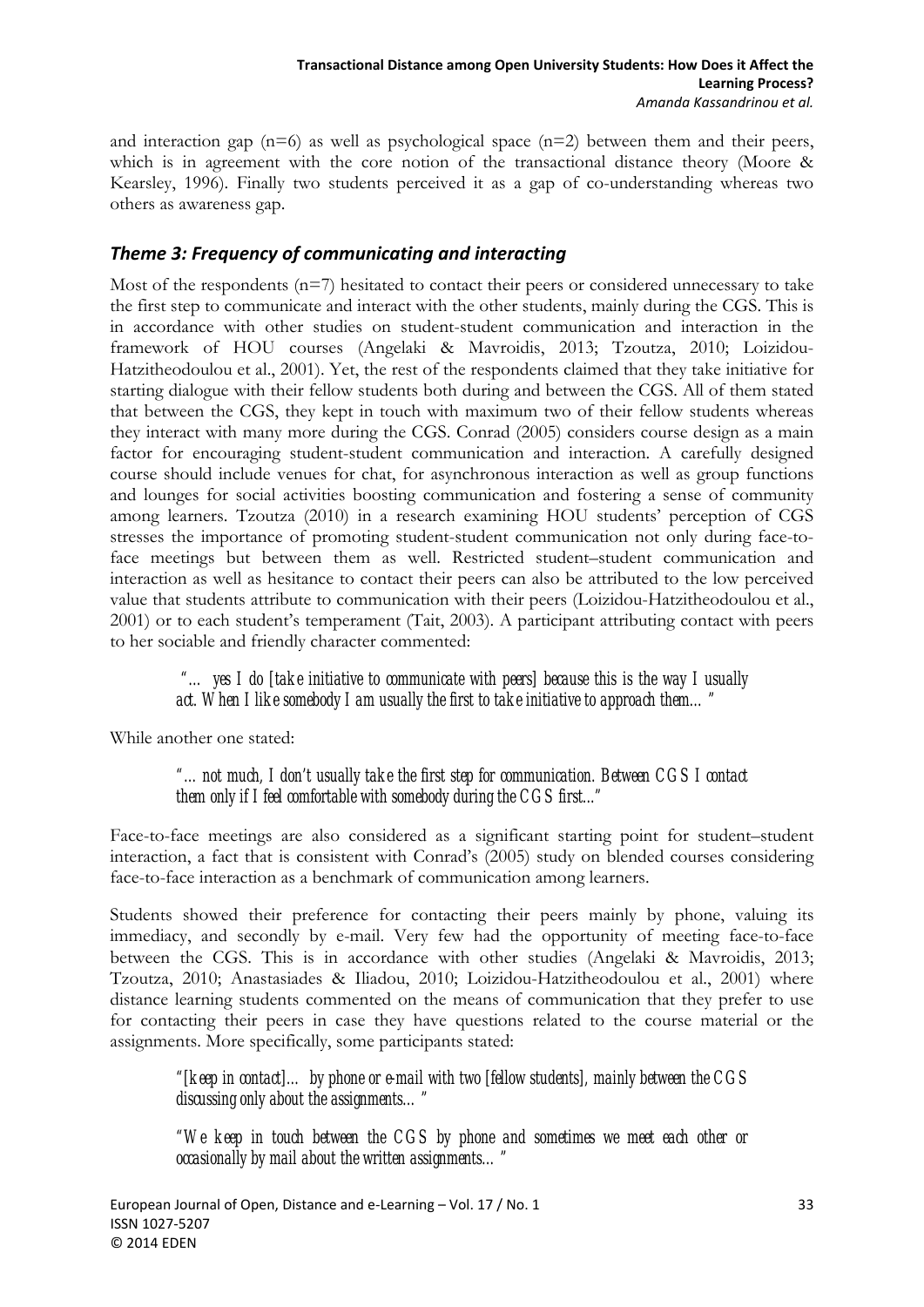and interaction gap (n=6) as well as psychological space (n=2) between them and their peers, which is in agreement with the core notion of the transactional distance theory (Moore & Kearsley, 1996). Finally two students perceived it as a gap of co-understanding whereas two others as awareness gap.

### *Theme 3: Frequency of communicating and interacting*

Most of the respondents (n=7) hesitated to contact their peers or considered unnecessary to take the first step to communicate and interact with the other students, mainly during the CGS. This is in accordance with other studies on student-student communication and interaction in the framework of HOU courses (Angelaki & Mavroidis, 2013; Tzoutza, 2010; Loizidou-Hatzitheodoulou et al., 2001). Yet, the rest of the respondents claimed that they take initiative for starting dialogue with their fellow students both during and between the CGS. All of them stated that between the CGS, they kept in touch with maximum two of their fellow students whereas they interact with many more during the CGS. Conrad (2005) considers course design as a main factor for encouraging student-student communication and interaction. A carefully designed course should include venues for chat, for asynchronous interaction as well as group functions and lounges for social activities boosting communication and fostering a sense of community among learners. Tzoutza (2010) in a research examining HOU students' perception of CGS stresses the importance of promoting student-student communication not only during face-to-face meetings but between them as well. Restricted student–student communication and interaction as well as hesitance to contact their peers can also be attributed to the low perceived value that students attribute to communication with their peers (Loizidou-Hatzitheodoulou et al., 2001) or to each student's temperament (Tait, 2003). A participant attributing contact with peers to her sociable and friendly character commented:

> *"… yes I do [take initiative to communicate with peers] because this is the way I usually act. When I like somebody I am usually the first to take initiative to approach them… "*

While another one stated:

> *"… not much, I don't usually take the first step for communication. Between CGS I contact them only if I feel comfortable with somebody during the CGS first..."*

Face-to-face meetings are also considered as a significant starting point for student–student interaction, a fact that is consistent with Conrad's (2005) study on blended courses considering face-to-face interaction as a benchmark of communication among learners.

Students showed their preference for contacting their peers mainly by phone, valuing its immediacy, and secondly by e-mail. Very few had the opportunity of meeting face-to-face between the CGS. This is in accordance with other studies (Angelaki & Mavroidis, 2013; Tzoutza, 2010; Anastasiades & Iliadou, 2010; Loizidou-Hatzitheodoulou et al., 2001) where distance learning students commented on the means of communication that they prefer to use for contacting their peers in case they have questions related to the course material or the assignments. More specifically, some participants stated:

> *"[keep in contact]… by phone or e-mail with two [fellow students], mainly between the CGS discussing only about the assignments… "*

> *"We keep in touch between the CGS by phone and sometimes we meet each other or occasionally by mail about the written assignments… "*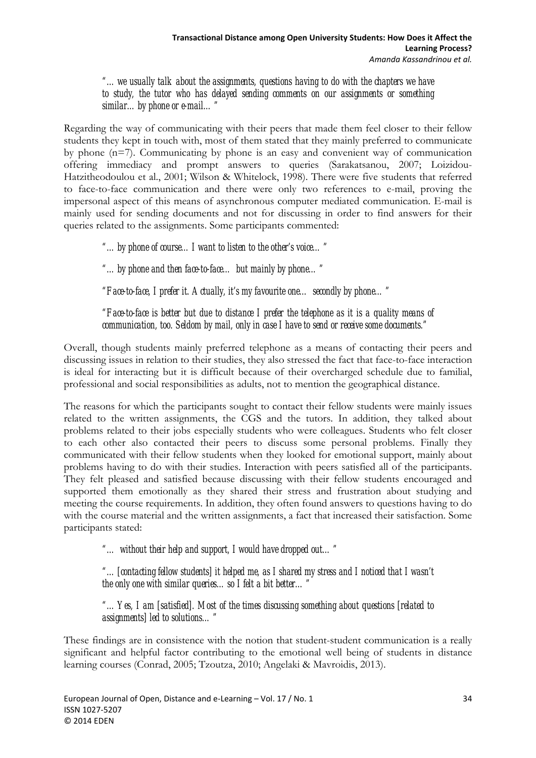*"... we usually talk about the assignments, questions having to do with the chapters we have to study, the tutor who has delayed sending comments on our assignments or something similar... by phone or e-mail..."*

Regarding the way of communicating with their peers that made them feel closer to their fellow students they kept in touch with, most of them stated that they mainly preferred to communicate by phone (n=7). Communicating by phone is an easy and convenient way of communication offering immediacy and prompt answers to queries (Sarakatsanou, 2007; Loizidou-Hatzitheodoulou et al., 2001; Wilson & Whitelock, 1998). There were five students that referred to face-to-face communication and there were only two references to e-mail, proving the impersonal aspect of this means of asynchronous computer mediated communication. E-mail is mainly used for sending documents and not for discussing in order to find answers for their queries related to the assignments. Some participants commented:

*"... by phone of course... I want to listen to the other's voice..."*

*"... by phone and then face-to-face... but mainly by phone..."*

*"Face-to-face, I prefer it. Actually, it's my favourite one... secondly by phone..."*

*"Face-to-face is better but due to distance I prefer the telephone as it is a quality means of communication, too. Seldom by mail, only in case I have to send or receive some documents."*

Overall, though students mainly preferred telephone as a means of contacting their peers and discussing issues in relation to their studies, they also stressed the fact that face-to-face interaction is ideal for interacting but it is difficult because of their overcharged schedule due to familial, professional and social responsibilities as adults, not to mention the geographical distance.

The reasons for which the participants sought to contact their fellow students were mainly issues related to the written assignments, the CGS and the tutors. In addition, they talked about problems related to their jobs especially students who were colleagues. Students who felt closer to each other also contacted their peers to discuss some personal problems. Finally they communicated with their fellow students when they looked for emotional support, mainly about problems having to do with their studies. Interaction with peers satisfied all of the participants. They felt pleased and satisfied because discussing with their fellow students encouraged and supported them emotionally as they shared their stress and frustration about studying and meeting the course requirements. In addition, they often found answers to questions having to do with the course material and the written assignments, a fact that increased their satisfaction. Some participants stated:

*"... without their help and support, I would have dropped out..."*

*"... [contacting fellow students] it helped me, as I shared my stress and I noticed that I wasn't the only one with similar queries... so I felt a bit better..."*

*"... Yes, I am [satisfied]. Most of the times discussing something about questions [related to assignments] led to solutions..."*

These findings are in consistence with the notion that student-student communication is a really significant and helpful factor contributing to the emotional well being of students in distance learning courses (Conrad, 2005; Tzoutza, 2010; Angelaki & Mavroidis, 2013).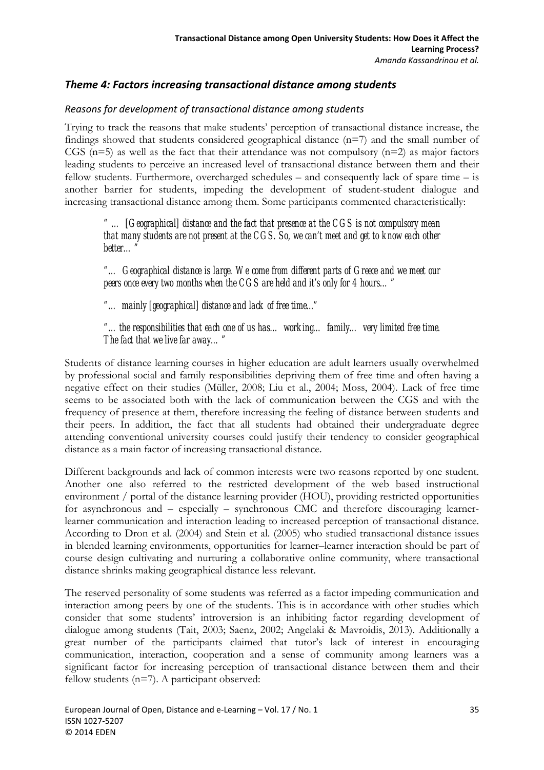## *Theme 4: Factors increasing transactional distance among students*

### *Reasons for development of transactional distance among students*

Trying to track the reasons that make students' perception of transactional distance increase, the findings showed that students considered geographical distance (n=7) and the small number of CGS (n=5) as well as the fact that their attendance was not compulsory (n=2) as major factors leading students to perceive an increased level of transactional distance between them and their fellow students. Furthermore, overcharged schedules – and consequently lack of spare time – is another barrier for students, impeding the development of student-student dialogue and increasing transactional distance among them. Some participants commented characteristically:

> *" … [Geographical] distance and the fact that presence at the CGS is not compulsory mean that many students are not present at the CGS. So, we can't meet and get to know each other better… "*
>
> *"… Geographical distance is large. We come from different parts of Greece and we meet our peers once every two months when the CGS are held and it's only for 4 hours… "*
>
> *"… mainly [geographical] distance and lack of free time..."*
>
> *"… the responsibilities that each one of us has… working… family… very limited free time. The fact that we live far away… "*

Students of distance learning courses in higher education are adult learners usually overwhelmed by professional social and family responsibilities depriving them of free time and often having a negative effect on their studies (Müller, 2008; Liu et al., 2004; Moss, 2004). Lack of free time seems to be associated both with the lack of communication between the CGS and with the frequency of presence at them, therefore increasing the feeling of distance between students and their peers. In addition, the fact that all students had obtained their undergraduate degree attending conventional university courses could justify their tendency to consider geographical distance as a main factor of increasing transactional distance.

Different backgrounds and lack of common interests were two reasons reported by one student. Another one also referred to the restricted development of the web based instructional environment / portal of the distance learning provider (HOU), providing restricted opportunities for asynchronous and – especially – synchronous CMC and therefore discouraging learner-learner communication and interaction leading to increased perception of transactional distance. According to Dron et al. (2004) and Stein et al. (2005) who studied transactional distance issues in blended learning environments, opportunities for learner–learner interaction should be part of course design cultivating and nurturing a collaborative online community, where transactional distance shrinks making geographical distance less relevant.

The reserved personality of some students was referred as a factor impeding communication and interaction among peers by one of the students. This is in accordance with other studies which consider that some students' introversion is an inhibiting factor regarding development of dialogue among students (Tait, 2003; Saenz, 2002; Angelaki & Mavroidis, 2013). Additionally a great number of the participants claimed that tutor's lack of interest in encouraging communication, interaction, cooperation and a sense of community among learners was a significant factor for increasing perception of transactional distance between them and their fellow students (n=7). A participant observed: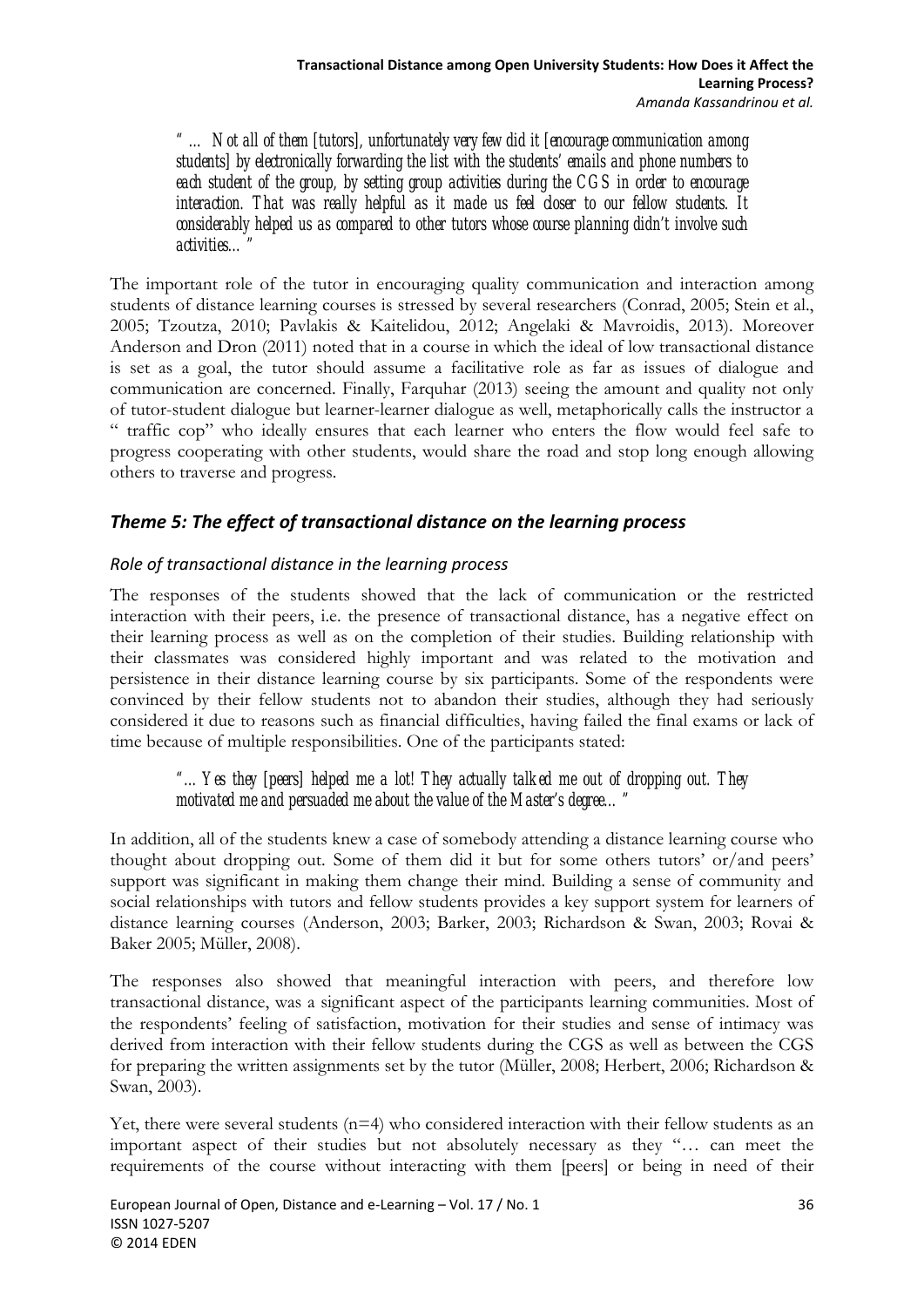*" … Not all of them [tutors], unfortunately very few did it [encourage communication among students] by electronically forwarding the list with the students' emails and phone numbers to each student of the group, by setting group activities during the CGS in order to encourage interaction. That was really helpful as it made us feel closer to our fellow students. It considerably helped us as compared to other tutors whose course planning didn't involve such activities…"*

The important role of the tutor in encouraging quality communication and interaction among students of distance learning courses is stressed by several researchers (Conrad, 2005; Stein et al., 2005; Tzoutza, 2010; Pavlakis & Kaitelidou, 2012; Angelaki & Mavroidis, 2013). Moreover Anderson and Dron (2011) noted that in a course in which the ideal of low transactional distance is set as a goal, the tutor should assume a facilitative role as far as issues of dialogue and communication are concerned. Finally, Farquhar (2013) seeing the amount and quality not only of tutor-student dialogue but learner-learner dialogue as well, metaphorically calls the instructor a " traffic cop" who ideally ensures that each learner who enters the flow would feel safe to progress cooperating with other students, would share the road and stop long enough allowing others to traverse and progress.

## *Theme 5: The effect of transactional distance on the learning process*

### *Role of transactional distance in the learning process*

The responses of the students showed that the lack of communication or the restricted interaction with their peers, i.e. the presence of transactional distance, has a negative effect on their learning process as well as on the completion of their studies. Building relationship with their classmates was considered highly important and was related to the motivation and persistence in their distance learning course by six participants. Some of the respondents were convinced by their fellow students not to abandon their studies, although they had seriously considered it due to reasons such as financial difficulties, having failed the final exams or lack of time because of multiple responsibilities. One of the participants stated:

*"…Yes they [peers] helped me a lot! They actually talked me out of dropping out. They motivated me and persuaded me about the value of the Master's degree…"*

In addition, all of the students knew a case of somebody attending a distance learning course who thought about dropping out. Some of them did it but for some others tutors' or/and peers' support was significant in making them change their mind. Building a sense of community and social relationships with tutors and fellow students provides a key support system for learners of distance learning courses (Anderson, 2003; Barker, 2003; Richardson & Swan, 2003; Rovai & Baker 2005; Müller, 2008).

The responses also showed that meaningful interaction with peers, and therefore low transactional distance, was a significant aspect of the participants learning communities. Most of the respondents' feeling of satisfaction, motivation for their studies and sense of intimacy was derived from interaction with their fellow students during the CGS as well as between the CGS for preparing the written assignments set by the tutor (Müller, 2008; Herbert, 2006; Richardson & Swan, 2003).

Yet, there were several students (n=4) who considered interaction with their fellow students as an important aspect of their studies but not absolutely necessary as they "… can meet the requirements of the course without interacting with them [peers] or being in need of their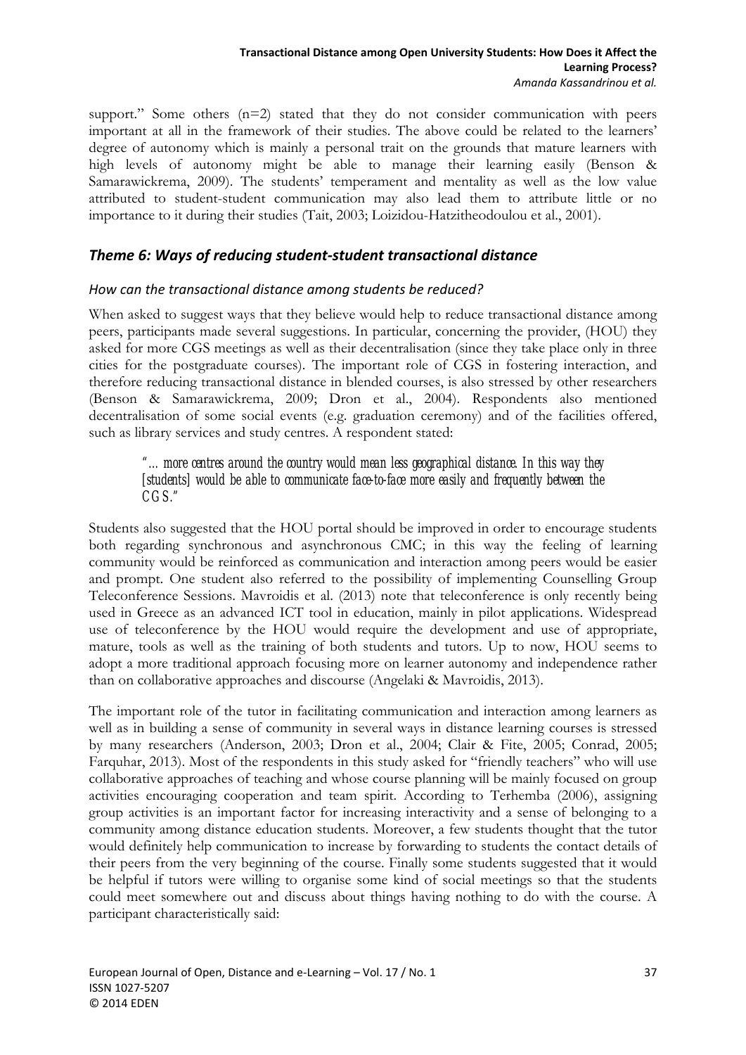support." Some others (n=2) stated that they do not consider communication with peers important at all in the framework of their studies. The above could be related to the learners' degree of autonomy which is mainly a personal trait on the grounds that mature learners with high levels of autonomy might be able to manage their learning easily (Benson & Samarawickrema, 2009). The students' temperament and mentality as well as the low value attributed to student-student communication may also lead them to attribute little or no importance to it during their studies (Tait, 2003; Loizidou-Hatzitheodoulou et al., 2001).

## *Theme 6: Ways of reducing student-student transactional distance*

### *How can the transactional distance among students be reduced?*

When asked to suggest ways that they believe would help to reduce transactional distance among peers, participants made several suggestions. In particular, concerning the provider, (HOU) they asked for more CGS meetings as well as their decentralisation (since they take place only in three cities for the postgraduate courses). The important role of CGS in fostering interaction, and therefore reducing transactional distance in blended courses, is also stressed by other researchers (Benson & Samarawickrema, 2009; Dron et al., 2004). Respondents also mentioned decentralisation of some social events (e.g. graduation ceremony) and of the facilities offered, such as library services and study centres. A respondent stated:

> *"… more centres around the country would mean less geographical distance. In this way they [students] would be able to communicate face-to-face more easily and frequently between the CGS."*

Students also suggested that the HOU portal should be improved in order to encourage students both regarding synchronous and asynchronous CMC; in this way the feeling of learning community would be reinforced as communication and interaction among peers would be easier and prompt. One student also referred to the possibility of implementing Counselling Group Teleconference Sessions. Mavroidis et al. (2013) note that teleconference is only recently being used in Greece as an advanced ICT tool in education, mainly in pilot applications. Widespread use of teleconference by the HOU would require the development and use of appropriate, mature, tools as well as the training of both students and tutors. Up to now, HOU seems to adopt a more traditional approach focusing more on learner autonomy and independence rather than on collaborative approaches and discourse (Angelaki & Mavroidis, 2013).

The important role of the tutor in facilitating communication and interaction among learners as well as in building a sense of community in several ways in distance learning courses is stressed by many researchers (Anderson, 2003; Dron et al., 2004; Clair & Fite, 2005; Conrad, 2005; Farquhar, 2013). Most of the respondents in this study asked for "friendly teachers" who will use collaborative approaches of teaching and whose course planning will be mainly focused on group activities encouraging cooperation and team spirit. According to Terhemba (2006), assigning group activities is an important factor for increasing interactivity and a sense of belonging to a community among distance education students. Moreover, a few students thought that the tutor would definitely help communication to increase by forwarding to students the contact details of their peers from the very beginning of the course. Finally some students suggested that it would be helpful if tutors were willing to organise some kind of social meetings so that the students could meet somewhere out and discuss about things having nothing to do with the course. A participant characteristically said: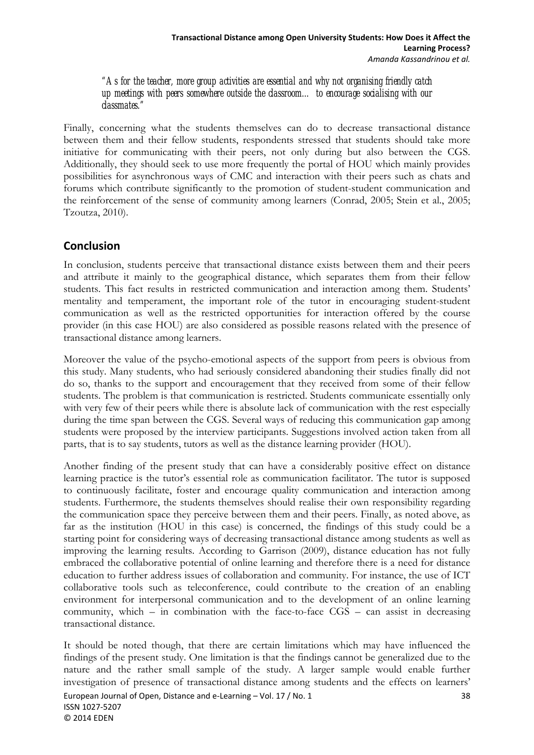*"As for the teacher, more group activities are essential and why not organising friendly catch up meetings with peers somewhere outside the classroom… to encourage socialising with our classmates."*

Finally, concerning what the students themselves can do to decrease transactional distance between them and their fellow students, respondents stressed that students should take more initiative for communicating with their peers, not only during but also between the CGS. Additionally, they should seek to use more frequently the portal of HOU which mainly provides possibilities for asynchronous ways of CMC and interaction with their peers such as chats and forums which contribute significantly to the promotion of student-student communication and the reinforcement of the sense of community among learners (Conrad, 2005; Stein et al., 2005; Tzoutza, 2010).

## Conclusion

In conclusion, students perceive that transactional distance exists between them and their peers and attribute it mainly to the geographical distance, which separates them from their fellow students. This fact results in restricted communication and interaction among them. Students' mentality and temperament, the important role of the tutor in encouraging student-student communication as well as the restricted opportunities for interaction offered by the course provider (in this case HOU) are also considered as possible reasons related with the presence of transactional distance among learners.

Moreover the value of the psycho-emotional aspects of the support from peers is obvious from this study. Many students, who had seriously considered abandoning their studies finally did not do so, thanks to the support and encouragement that they received from some of their fellow students. The problem is that communication is restricted. Students communicate essentially only with very few of their peers while there is absolute lack of communication with the rest especially during the time span between the CGS. Several ways of reducing this communication gap among students were proposed by the interview participants. Suggestions involved action taken from all parts, that is to say students, tutors as well as the distance learning provider (HOU).

Another finding of the present study that can have a considerably positive effect on distance learning practice is the tutor's essential role as communication facilitator. The tutor is supposed to continuously facilitate, foster and encourage quality communication and interaction among students. Furthermore, the students themselves should realise their own responsibility regarding the communication space they perceive between them and their peers. Finally, as noted above, as far as the institution (HOU in this case) is concerned, the findings of this study could be a starting point for considering ways of decreasing transactional distance among students as well as improving the learning results. According to Garrison (2009), distance education has not fully embraced the collaborative potential of online learning and therefore there is a need for distance education to further address issues of collaboration and community. For instance, the use of ICT collaborative tools such as teleconference, could contribute to the creation of an enabling environment for interpersonal communication and to the development of an online learning community, which – in combination with the face-to-face CGS – can assist in decreasing transactional distance.

It should be noted though, that there are certain limitations which may have influenced the findings of the present study. One limitation is that the findings cannot be generalized due to the nature and the rather small sample of the study. A larger sample would enable further investigation of presence of transactional distance among students and the effects on learners'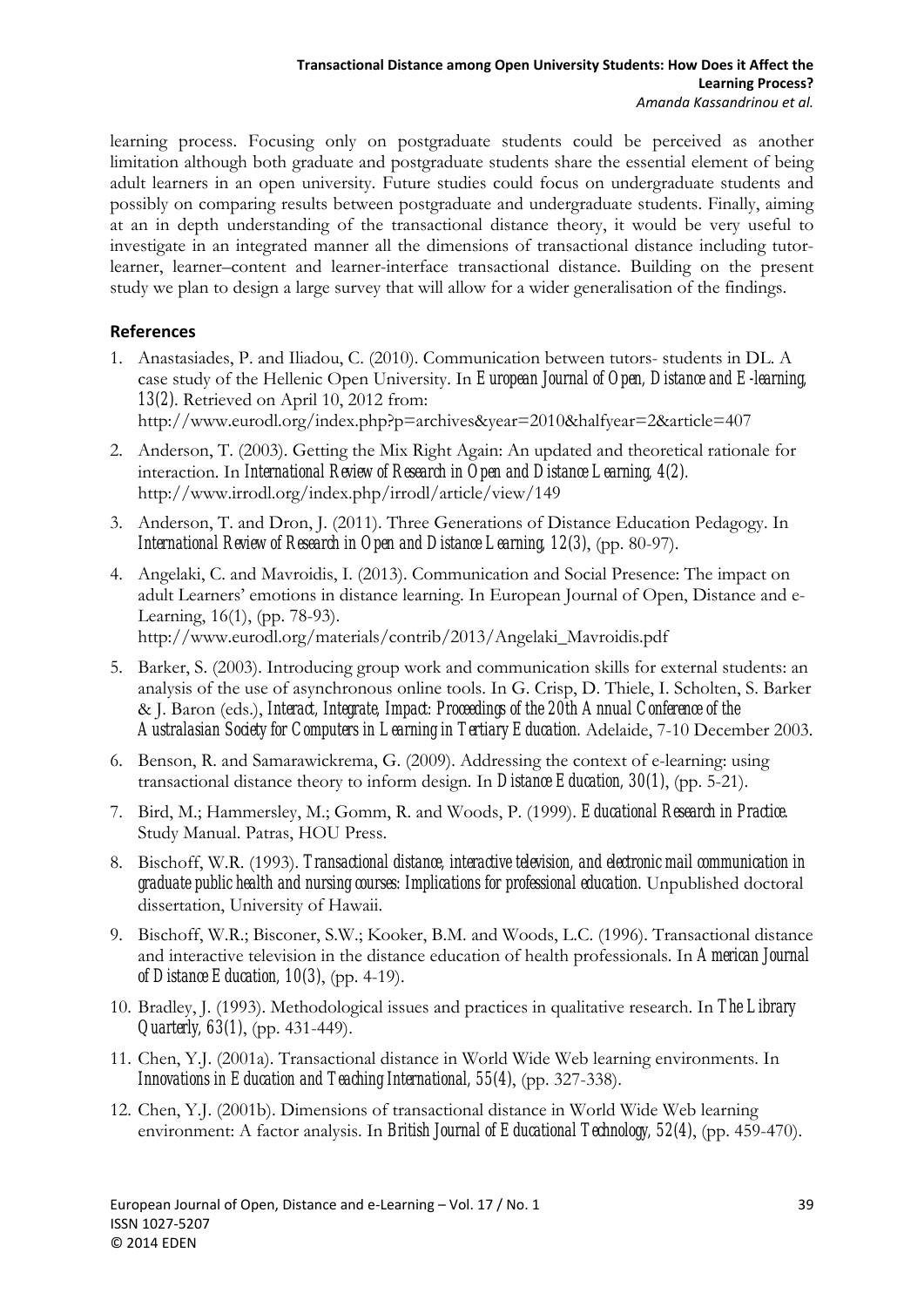learning process. Focusing only on postgraduate students could be perceived as another limitation although both graduate and postgraduate students share the essential element of being adult learners in an open university. Future studies could focus on undergraduate students and possibly on comparing results between postgraduate and undergraduate students. Finally, aiming at an in depth understanding of the transactional distance theory, it would be very useful to investigate in an integrated manner all the dimensions of transactional distance including tutor-learner, learner–content and learner-interface transactional distance. Building on the present study we plan to design a large survey that will allow for a wider generalisation of the findings.

## References

1. Anastasiades, P. and Iliadou, C. (2010). Communication between tutors- students in DL. A case study of the Hellenic Open University. In *European Journal of Open, Distance and E-learning, 13(2)*. Retrieved on April 10, 2012 from: http://www.eurodl.org/index.php?p=archives&year=2010&halfyear=2&article=407
2. Anderson, T. (2003). Getting the Mix Right Again: An updated and theoretical rationale for interaction. In *International Review of Research in Open and Distance Learning, 4(2)*. http://www.irrodl.org/index.php/irrodl/article/view/149
3. Anderson, T. and Dron, J. (2011). Three Generations of Distance Education Pedagogy. In *International Review of Research in Open and Distance Learning, 12(3)*, (pp. 80-97).
4. Angelaki, C. and Mavroidis, I. (2013). Communication and Social Presence: The impact on adult Learners' emotions in distance learning. In European Journal of Open, Distance and e-Learning, 16(1), (pp. 78-93). http://www.eurodl.org/materials/contrib/2013/Angelaki_Mavroidis.pdf
5. Barker, S. (2003). Introducing group work and communication skills for external students: an analysis of the use of asynchronous online tools. In G. Crisp, D. Thiele, I. Scholten, S. Barker & J. Baron (eds.), *Interact, Integrate, Impact: Proceedings of the 20th Annual Conference of the Australasian Society for Computers in Learning in Tertiary Education*. Adelaide, 7-10 December 2003.
6. Benson, R. and Samarawickrema, G. (2009). Addressing the context of e-learning: using transactional distance theory to inform design. In *Distance Education, 30(1)*, (pp. 5-21).
7. Bird, M.; Hammersley, M.; Gomm, R. and Woods, P. (1999). *Educational Research in Practice*. Study Manual. Patras, HOU Press.
8. Bischoff, W.R. (1993). *Transactional distance, interactive television, and electronic mail communication in graduate public health and nursing courses: Implications for professional education*. Unpublished doctoral dissertation, University of Hawaii.
9. Bischoff, W.R.; Bisconer, S.W.; Kooker, B.M. and Woods, L.C. (1996). Transactional distance and interactive television in the distance education of health professionals. In *American Journal of Distance Education, 10(3)*, (pp. 4-19).
10. Bradley, J. (1993). Methodological issues and practices in qualitative research. In *The Library Quarterly, 63(1)*, (pp. 431-449).
11. Chen, Y.J. (2001a). Transactional distance in World Wide Web learning environments. In *Innovations in Education and Teaching International, 55(4)*, (pp. 327-338).
12. Chen, Y.J. (2001b). Dimensions of transactional distance in World Wide Web learning environment: A factor analysis. In *British Journal of Educational Technology, 52(4)*, (pp. 459-470).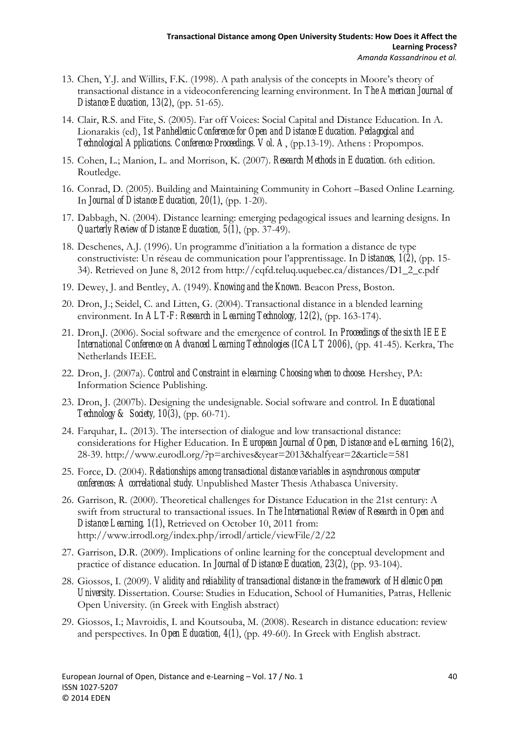13. Chen, Y.J. and Willits, F.K. (1998). A path analysis of the concepts in Moore's theory of transactional distance in a videoconferencing learning environment. In *The American Journal of Distance Education, 13(2)*, (pp. 51-65).
14. Clair, R.S. and Fite, S. (2005). Far off Voices: Social Capital and Distance Education. In A. Lionarakis (ed), *1st Panhellenic Conference for Open and Distance Education. Pedagogical and Technological Applications. Conference Proceedings. Vol. A*, (pp.13-19). Athens : Propompos.
15. Cohen, L.; Manion, L. and Morrison, K. (2007). *Research Methods in Education*. 6th edition. Routledge.
16. Conrad, D. (2005). Building and Maintaining Community in Cohort –Based Online Learning. In *Journal of Distance Education, 20(1)*, (pp. 1-20).
17. Dabbagh, N. (2004). Distance learning: emerging pedagogical issues and learning designs. In *Quarterly Review of Distance Education, 5(1)*, (pp. 37-49).
18. Deschenes, A.J. (1996). Un programme d'initiation a la formation a distance de type constructiviste: Un réseau de communication pour l'apprentissage. In *Distances, 1(2)*, (pp. 15-34). Retrieved on June 8, 2012 from http://cqfd.teluq.uquebec.ca/distances/D1_2_c.pdf
19. Dewey, J. and Bentley, A. (1949). *Knowing and the Known*. Beacon Press, Boston.
20. Dron, J.; Seidel, C. and Litten, G. (2004). Transactional distance in a blended learning environment. In *ALT-F: Research in Learning Technology, 12(2)*, (pp. 163-174).
21. Dron,J. (2006). Social software and the emergence of control. In *Proceedings of the sixth IEEE International Conference on Advanced Learning Technologies (ICALT 2006)*, (pp. 41-45). Kerkra, The Netherlands IEEE.
22. Dron, J. (2007a). *Control and Constraint in e-learning: Choosing when to choose*. Hershey, PA: Information Science Publishing.
23. Dron, J. (2007b). Designing the undesignable. Social software and control. In *Educational Technology & Society, 10(3)*, (pp. 60-71).
24. Farquhar, L. (2013). The intersection of dialogue and low transactional distance: considerations for Higher Education. In *European Journal of Open, Distance and e-Learning, 16(2)*, 28-39. http://www.eurodl.org/?p=archives&year=2013&halfyear=2&article=581
25. Force, D. (2004). *Relationships among transactional distance variables in asynchronous computer conferences: A correlational study*. Unpublished Master Thesis Athabasca University.
26. Garrison, R. (2000). Theoretical challenges for Distance Education in the 21st century: A swift from structural to transactional issues. In *The International Review of Research in Open and Distance Learning, 1(1)*, Retrieved on October 10, 2011 from: http://www.irrodl.org/index.php/irrodl/article/viewFile/2/22
27. Garrison, D.R. (2009). Implications of online learning for the conceptual development and practice of distance education. In *Journal of Distance Education, 23(2)*, (pp. 93-104).
28. Giossos, I. (2009). *Validity and reliability of transactional distance in the framework of Hellenic Open University*. Dissertation. Course: Studies in Education, School of Humanities, Patras, Hellenic Open University. (in Greek with English abstract)
29. Giossos, I.; Mavroidis, I. and Koutsouba, M. (2008). Research in distance education: review and perspectives. In *Open Education, 4(1)*, (pp. 49-60). In Greek with English abstract.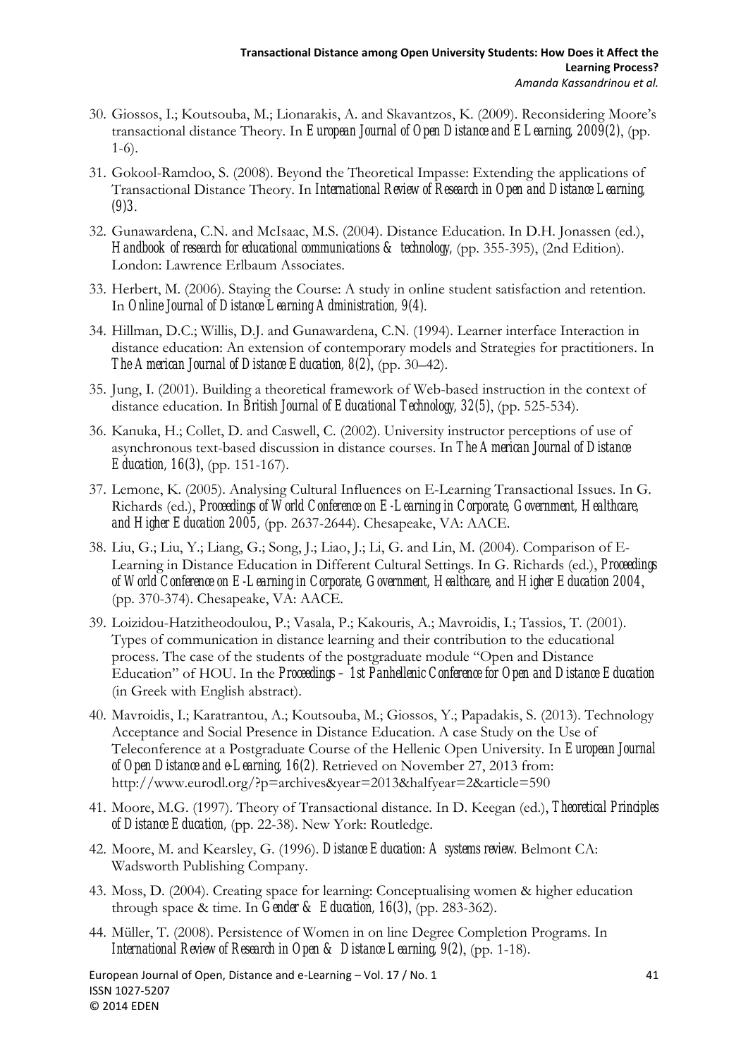30. Giossos, I.; Koutsouba, M.; Lionarakis, A. and Skavantzos, K. (2009). Reconsidering Moore's transactional distance Theory. In *European Journal of Open Distance and E Learning, 2009(2)*, (pp. 1-6).

31. Gokool-Ramdoo, S. (2008). Beyond the Theoretical Impasse: Extending the applications of Transactional Distance Theory. In *International Review of Research in Open and Distance Learning, (9)3*.

32. Gunawardena, C.N. and McIsaac, M.S. (2004). Distance Education. In D.H. Jonassen (ed.), *Handbook of research for educational communications & technology*, (pp. 355-395), (2nd Edition). London: Lawrence Erlbaum Associates.

33. Herbert, M. (2006). Staying the Course: A study in online student satisfaction and retention. In *Online Journal of Distance Learning Administration, 9(4)*.

34. Hillman, D.C.; Willis, D.J. and Gunawardena, C.N. (1994). Learner interface Interaction in distance education: An extension of contemporary models and Strategies for practitioners. In *The American Journal of Distance Education, 8(2)*, (pp. 30–42).

35. Jung, I. (2001). Building a theoretical framework of Web-based instruction in the context of distance education. In *British Journal of Educational Technology, 32(5)*, (pp. 525-534).

36. Kanuka, H.; Collet, D. and Caswell, C. (2002). University instructor perceptions of use of asynchronous text-based discussion in distance courses. In *The American Journal of Distance Education, 16(3)*, (pp. 151-167).

37. Lemone, K. (2005). Analysing Cultural Influences on E-Learning Transactional Issues. In G. Richards (ed.), *Proceedings of World Conference on E-Learning in Corporate, Government, Healthcare, and Higher Education 2005*, (pp. 2637-2644). Chesapeake, VA: AACE.

38. Liu, G.; Liu, Y.; Liang, G.; Song, J.; Liao, J.; Li, G. and Lin, M. (2004). Comparison of E-Learning in Distance Education in Different Cultural Settings. In G. Richards (ed.), *Proceedings of World Conference on E-Learning in Corporate, Government, Healthcare, and Higher Education 2004*, (pp. 370-374). Chesapeake, VA: AACE.

39. Loizidou-Hatzitheodoulou, P.; Vasala, P.; Kakouris, A.; Mavroidis, I.; Tassios, T. (2001). Types of communication in distance learning and their contribution to the educational process. The case of the students of the postgraduate module "Open and Distance Education" of HOU. In the *Proceedings – 1st Panhellenic Conference for Open and Distance Education* (in Greek with English abstract).

40. Mavroidis, I.; Karatrantou, A.; Koutsouba, M.; Giossos, Y.; Papadakis, S. (2013). Technology Acceptance and Social Presence in Distance Education. A case Study on the Use of Teleconference at a Postgraduate Course of the Hellenic Open University. In *European Journal of Open Distance and e-Learning, 16(2)*. Retrieved on November 27, 2013 from: http://www.eurodl.org/?p=archives&year=2013&halfyear=2&article=590

41. Moore, M.G. (1997). Theory of Transactional distance. In D. Keegan (ed.), *Theoretical Principles of Distance Education*, (pp. 22-38). New York: Routledge.

42. Moore, M. and Kearsley, G. (1996). *Distance Education: A systems review*. Belmont CA: Wadsworth Publishing Company.

43. Moss, D. (2004). Creating space for learning: Conceptualising women & higher education through space & time. In *Gender & Education, 16(3)*, (pp. 283-362).

44. Müller, T. (2008). Persistence of Women in on line Degree Completion Programs. In *International Review of Research in Open & Distance Learning, 9(2)*, (pp. 1-18).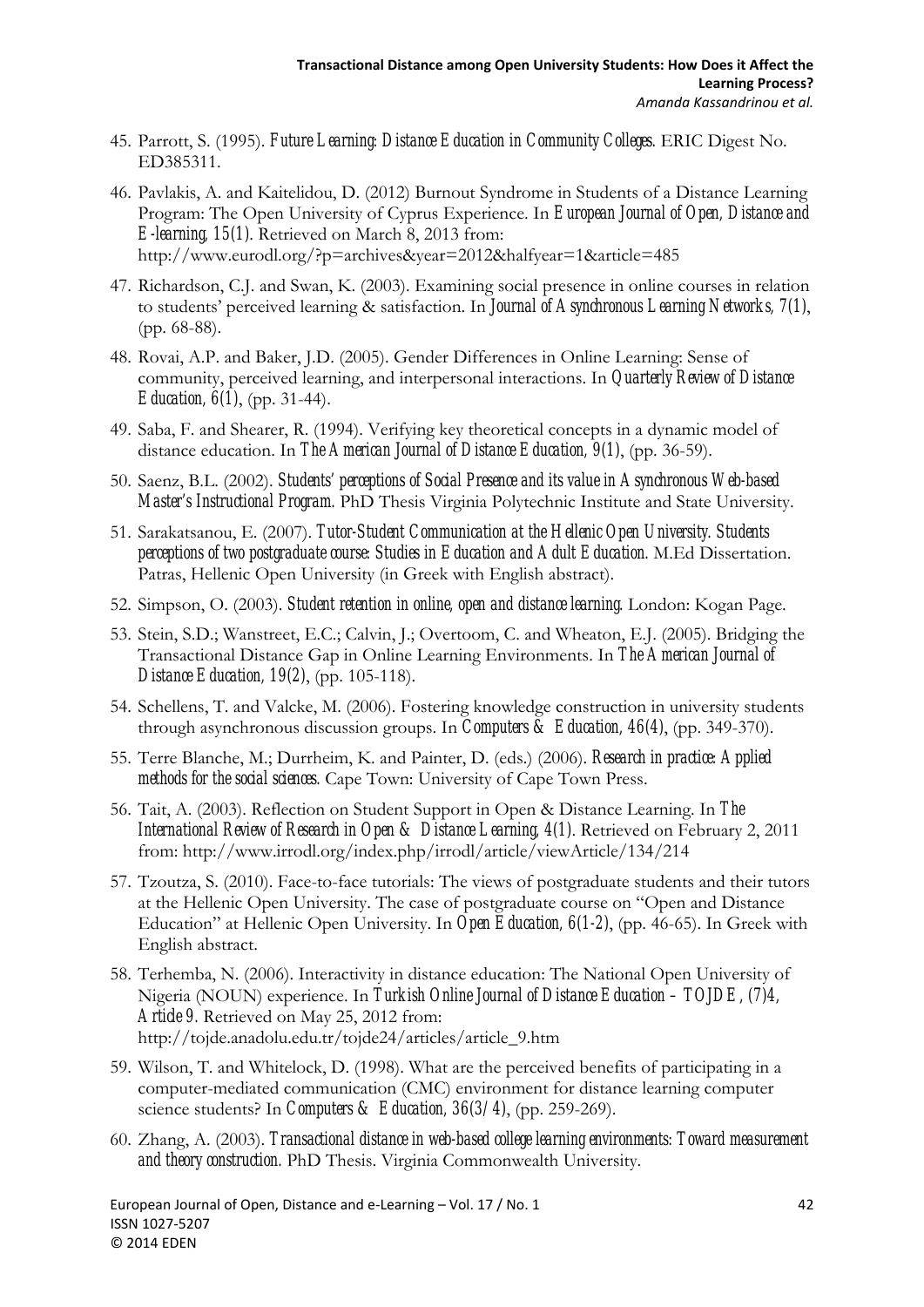45. Parrott, S. (1995). *Future Learning: Distance Education in Community Colleges*. ERIC Digest No. ED385311.
46. Pavlakis, A. and Kaitelidou, D. (2012) Burnout Syndrome in Students of a Distance Learning Program: The Open University of Cyprus Experience. In *European Journal of Open, Distance and E-learning, 15(1)*. Retrieved on March 8, 2013 from: http://www.eurodl.org/?p=archives&year=2012&halfyear=1&article=485
47. Richardson, C.J. and Swan, K. (2003). Examining social presence in online courses in relation to students' perceived learning & satisfaction. In *Journal of Asynchronous Learning Networks, 7(1)*, (pp. 68-88).
48. Rovai, A.P. and Baker, J.D. (2005). Gender Differences in Online Learning: Sense of community, perceived learning, and interpersonal interactions. In *Quarterly Review of Distance Education, 6(1)*, (pp. 31-44).
49. Saba, F. and Shearer, R. (1994). Verifying key theoretical concepts in a dynamic model of distance education. In *The American Journal of Distance Education, 9(1)*, (pp. 36-59).
50. Saenz, B.L. (2002). *Students' perceptions of Social Presence and its value in Asynchronous Web-based Master's Instructional Program*. PhD Thesis Virginia Polytechnic Institute and State University.
51. Sarakatsanou, E. (2007). *Tutor-Student Communication at the Hellenic Open University. Students perceptions of two postgraduate course: Studies in Education and Adult Education*. M.Ed Dissertation. Patras, Hellenic Open University (in Greek with English abstract).
52. Simpson, O. (2003). *Student retention in online, open and distance learning*. London: Kogan Page.
53. Stein, S.D.; Wanstreet, E.C.; Calvin, J.; Overtoom, C. and Wheaton, E.J. (2005). Bridging the Transactional Distance Gap in Online Learning Environments. In *The American Journal of Distance Education, 19(2)*, (pp. 105-118).
54. Schellens, T. and Valcke, M. (2006). Fostering knowledge construction in university students through asynchronous discussion groups. In *Computers & Education, 46(4)*, (pp. 349-370).
55. Terre Blanche, M.; Durrheim, K. and Painter, D. (eds.) (2006). *Research in practice: Applied methods for the social sciences*. Cape Town: University of Cape Town Press.
56. Tait, A. (2003). Reflection on Student Support in Open & Distance Learning. In *The International Review of Research in Open & Distance Learning, 4(1)*. Retrieved on February 2, 2011 from: http://www.irrodl.org/index.php/irrodl/article/viewArticle/134/214
57. Tzoutza, S. (2010). Face-to-face tutorials: The views of postgraduate students and their tutors at the Hellenic Open University. The case of postgraduate course on "Open and Distance Education" at Hellenic Open University. In *Open Education, 6(1-2)*, (pp. 46-65). In Greek with English abstract.
58. Terhemba, N. (2006). Interactivity in distance education: The National Open University of Nigeria (NOUN) experience. In *Turkish Online Journal of Distance Education – TOJDE, (7)4, Article 9*. Retrieved on May 25, 2012 from: http://tojde.anadolu.edu.tr/tojde24/articles/article_9.htm
59. Wilson, T. and Whitelock, D. (1998). What are the perceived benefits of participating in a computer-mediated communication (CMC) environment for distance learning computer science students? In *Computers & Education, 36(3/4)*, (pp. 259-269).
60. Zhang, A. (2003). *Transactional distance in web-based college learning environments: Toward measurement and theory construction*. PhD Thesis. Virginia Commonwealth University.